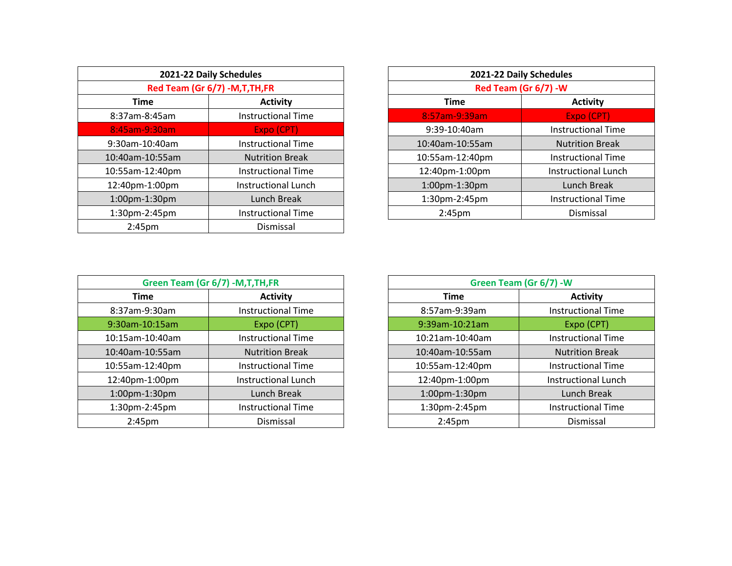| 2021-22 Daily Schedules | |
|---|---|
| Red Team (Gr 6/7) -M,T,TH,FR | |
| **Time** | **Activity** |
| 8:37am-8:45am | Instructional Time |
| 8:45am-9:30am | Expo (CPT) |
| 9:30am-10:40am | Instructional Time |
| 10:40am-10:55am | Nutrition Break |
| 10:55am-12:40pm | Instructional Time |
| 12:40pm-1:00pm | Instructional Lunch |
| 1:00pm-1:30pm | Lunch Break |
| 1:30pm-2:45pm | Instructional Time |
| 2:45pm | Dismissal |

| 2021-22 Daily Schedules | |
|---|---|
| Red Team (Gr 6/7) -W | |
| **Time** | **Activity** |
| 8:57am-9:39am | Expo (CPT) |
| 9:39-10:40am | Instructional Time |
| 10:40am-10:55am | Nutrition Break |
| 10:55am-12:40pm | Instructional Time |
| 12:40pm-1:00pm | Instructional Lunch |
| 1:00pm-1:30pm | Lunch Break |
| 1:30pm-2:45pm | Instructional Time |
| 2:45pm | Dismissal |

| Green Team (Gr 6/7) -M,T,TH,FR | |
|---|---|
| **Time** | **Activity** |
| 8:37am-9:30am | Instructional Time |
| 9:30am-10:15am | Expo (CPT) |
| 10:15am-10:40am | Instructional Time |
| 10:40am-10:55am | Nutrition Break |
| 10:55am-12:40pm | Instructional Time |
| 12:40pm-1:00pm | Instructional Lunch |
| 1:00pm-1:30pm | Lunch Break |
| 1:30pm-2:45pm | Instructional Time |
| 2:45pm | Dismissal |

| Green Team (Gr 6/7) -W | |
|---|---|
| **Time** | **Activity** |
| 8:57am-9:39am | Instructional Time |
| 9:39am-10:21am | Expo (CPT) |
| 10:21am-10:40am | Instructional Time |
| 10:40am-10:55am | Nutrition Break |
| 10:55am-12:40pm | Instructional Time |
| 12:40pm-1:00pm | Instructional Lunch |
| 1:00pm-1:30pm | Lunch Break |
| 1:30pm-2:45pm | Instructional Time |
| 2:45pm | Dismissal |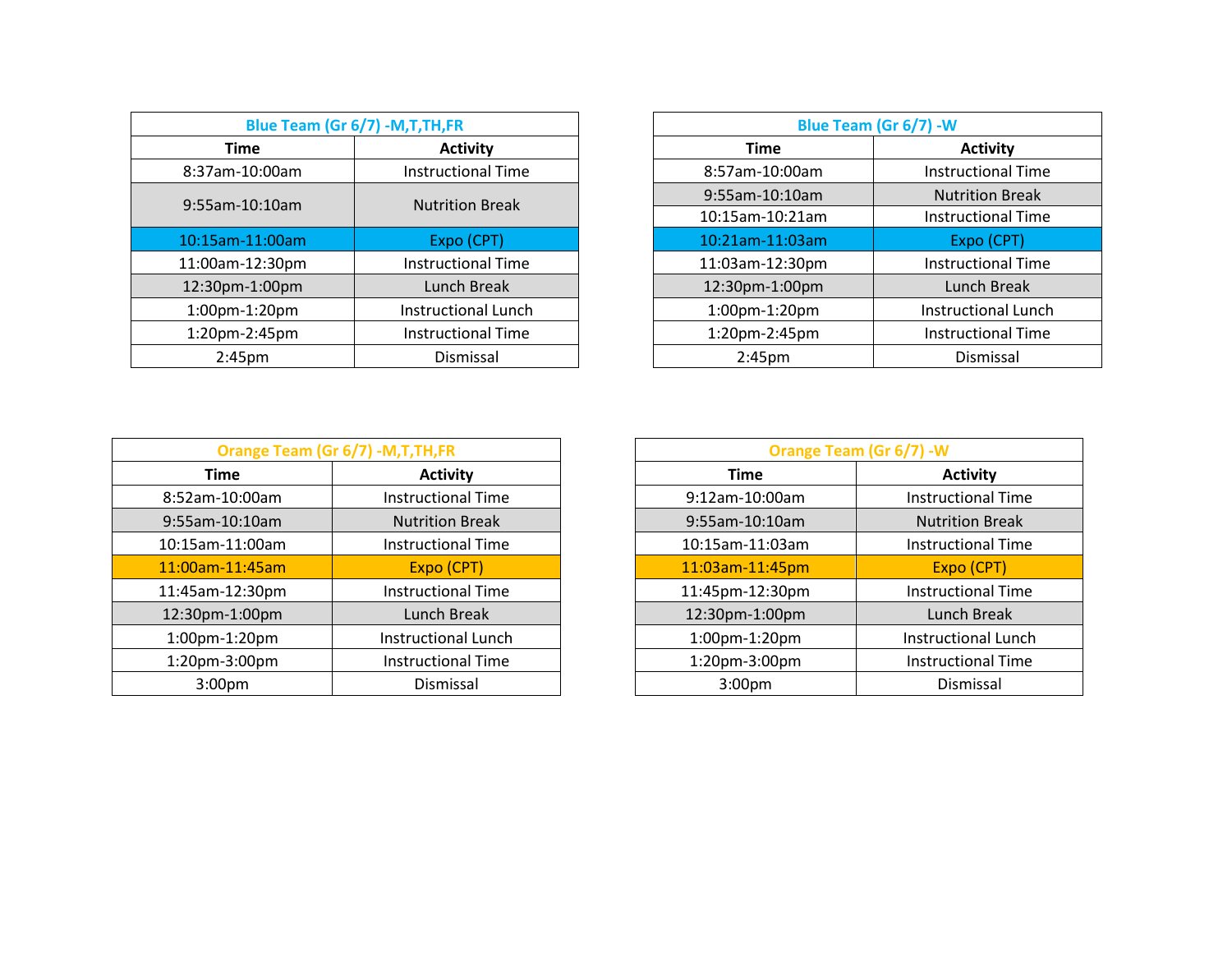| Blue Team (Gr 6/7) -M,T,TH,FR | |
|---|---|
| **Time** | **Activity** |
| 8:37am-10:00am | Instructional Time |
| 9:55am-10:10am | Nutrition Break |
| 10:15am-11:00am | Expo (CPT) |
| 11:00am-12:30pm | Instructional Time |
| 12:30pm-1:00pm | Lunch Break |
| 1:00pm-1:20pm | Instructional Lunch |
| 1:20pm-2:45pm | Instructional Time |
| 2:45pm | Dismissal |

| Blue Team (Gr 6/7) -W | |
|---|---|
| **Time** | **Activity** |
| 8:57am-10:00am | Instructional Time |
| 9:55am-10:10am | Nutrition Break |
| 10:15am-10:21am | Instructional Time |
| 10:21am-11:03am | Expo (CPT) |
| 11:03am-12:30pm | Instructional Time |
| 12:30pm-1:00pm | Lunch Break |
| 1:00pm-1:20pm | Instructional Lunch |
| 1:20pm-2:45pm | Instructional Time |
| 2:45pm | Dismissal |

| Orange Team (Gr 6/7) -M,T,TH,FR | |
|---|---|
| **Time** | **Activity** |
| 8:52am-10:00am | Instructional Time |
| 9:55am-10:10am | Nutrition Break |
| 10:15am-11:00am | Instructional Time |
| 11:00am-11:45am | Expo (CPT) |
| 11:45am-12:30pm | Instructional Time |
| 12:30pm-1:00pm | Lunch Break |
| 1:00pm-1:20pm | Instructional Lunch |
| 1:20pm-3:00pm | Instructional Time |
| 3:00pm | Dismissal |

| Orange Team (Gr 6/7) -W | |
|---|---|
| **Time** | **Activity** |
| 9:12am-10:00am | Instructional Time |
| 9:55am-10:10am | Nutrition Break |
| 10:15am-11:03am | Instructional Time |
| 11:03am-11:45pm | Expo (CPT) |
| 11:45pm-12:30pm | Instructional Time |
| 12:30pm-1:00pm | Lunch Break |
| 1:00pm-1:20pm | Instructional Lunch |
| 1:20pm-3:00pm | Instructional Time |
| 3:00pm | Dismissal |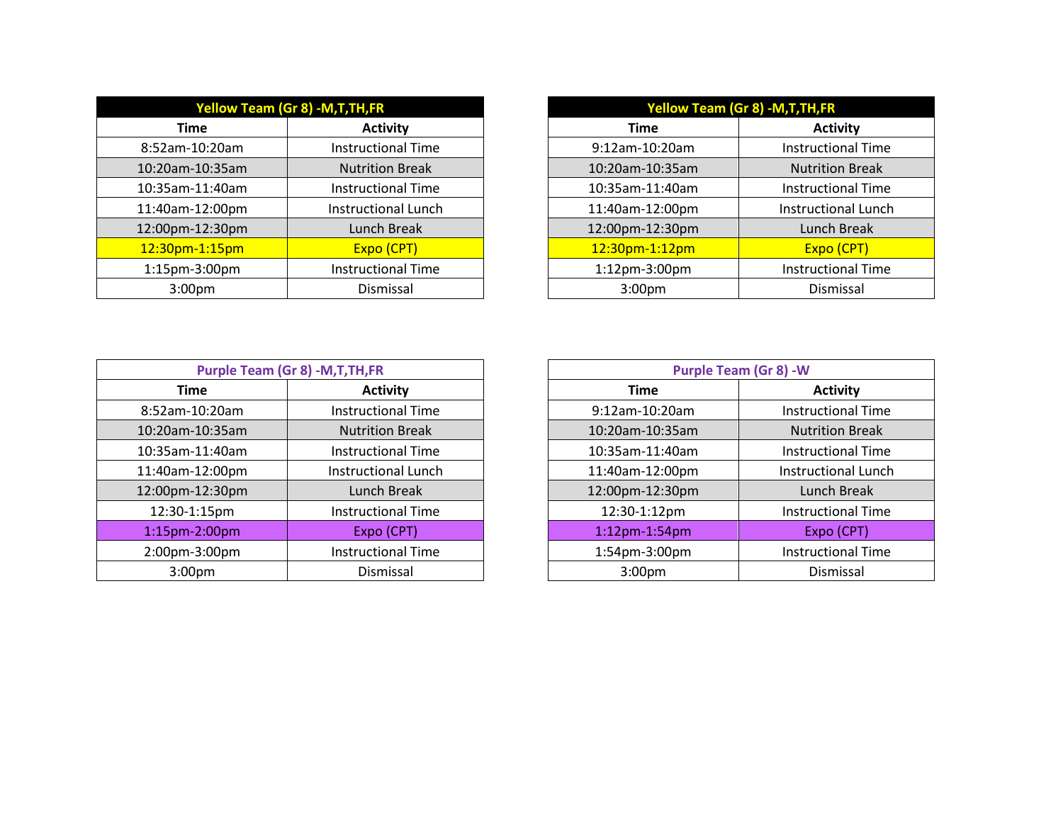| Yellow Team (Gr 8) -M,T,TH,FR | |
|---|---|
| **Time** | **Activity** |
| 8:52am-10:20am | Instructional Time |
| 10:20am-10:35am | Nutrition Break |
| 10:35am-11:40am | Instructional Time |
| 11:40am-12:00pm | Instructional Lunch |
| 12:00pm-12:30pm | Lunch Break |
| 12:30pm-1:15pm | Expo (CPT) |
| 1:15pm-3:00pm | Instructional Time |
| 3:00pm | Dismissal |

| Yellow Team (Gr 8) -M,T,TH,FR | |
|---|---|
| **Time** | **Activity** |
| 9:12am-10:20am | Instructional Time |
| 10:20am-10:35am | Nutrition Break |
| 10:35am-11:40am | Instructional Time |
| 11:40am-12:00pm | Instructional Lunch |
| 12:00pm-12:30pm | Lunch Break |
| 12:30pm-1:12pm | Expo (CPT) |
| 1:12pm-3:00pm | Instructional Time |
| 3:00pm | Dismissal |

| Purple Team (Gr 8) -M,T,TH,FR | |
|---|---|
| **Time** | **Activity** |
| 8:52am-10:20am | Instructional Time |
| 10:20am-10:35am | Nutrition Break |
| 10:35am-11:40am | Instructional Time |
| 11:40am-12:00pm | Instructional Lunch |
| 12:00pm-12:30pm | Lunch Break |
| 12:30-1:15pm | Instructional Time |
| 1:15pm-2:00pm | Expo (CPT) |
| 2:00pm-3:00pm | Instructional Time |
| 3:00pm | Dismissal |

| Purple Team (Gr 8) -W | |
|---|---|
| **Time** | **Activity** |
| 9:12am-10:20am | Instructional Time |
| 10:20am-10:35am | Nutrition Break |
| 10:35am-11:40am | Instructional Time |
| 11:40am-12:00pm | Instructional Lunch |
| 12:00pm-12:30pm | Lunch Break |
| 12:30-1:12pm | Instructional Time |
| 1:12pm-1:54pm | Expo (CPT) |
| 1:54pm-3:00pm | Instructional Time |
| 3:00pm | Dismissal |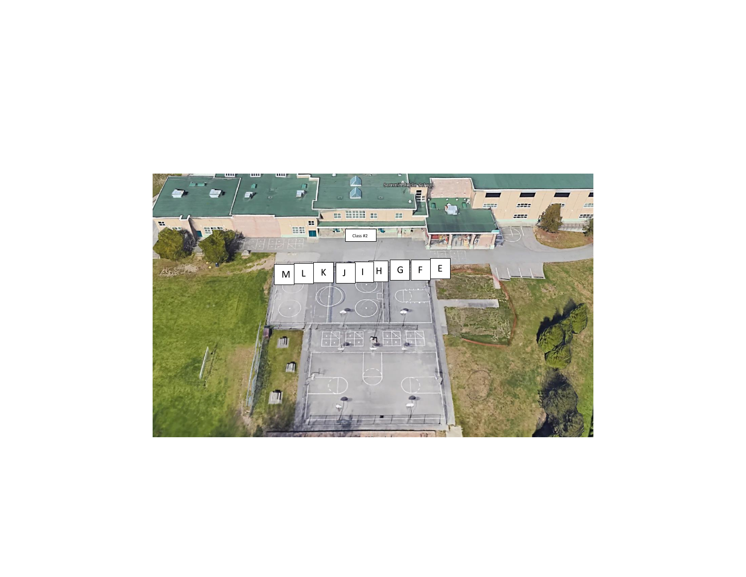Class #2

M L K J I H G F E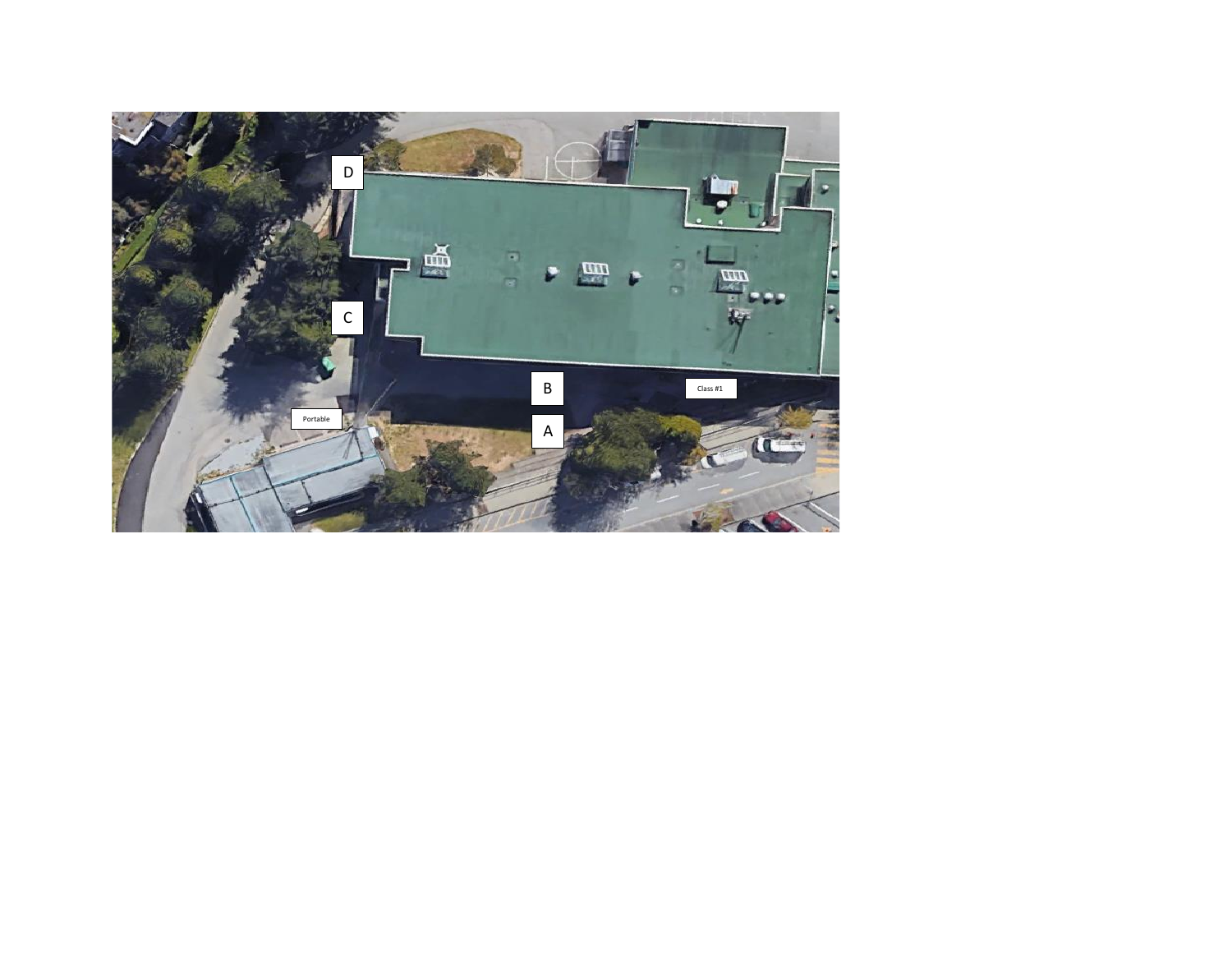D

C

B

Class #1

Portable

A